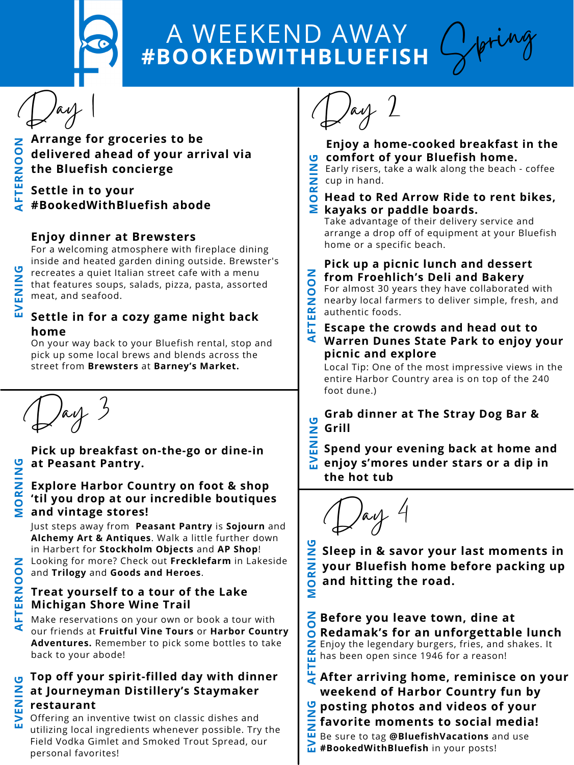# A WEEKEND AWAY #BOOKEDWITHBLUEFISH

*Spring*

## Day 1

### AFTERNOON

**Arrange for groceries to be delivered ahead of your arrival via the Bluefish concierge**

**Settle in to your #BookedWithBluefish abode**

### EVENING

**Enjoy dinner at Brewsters**

For a welcoming atmosphere with fireplace dining inside and heated garden dining outside. Brewster's recreates a quiet Italian street cafe with a menu that features soups, salads, pizza, pasta, assorted meat, and seafood.

**Settle in for a cozy game night back home**

On your way back to your Bluefish rental, stop and pick up some local brews and blends across the street from **Brewsters** at **Barney's Market.**

## Day 2

### MORNING

**Enjoy a home-cooked breakfast in the comfort of your Bluefish home.**

Early risers, take a walk along the beach - coffee cup in hand.

**Head to Red Arrow Ride to rent bikes, kayaks or paddle boards.**

Take advantage of their delivery service and arrange a drop off of equipment at your Bluefish home or a specific beach.

### AFTERNOON

**Pick up a picnic lunch and dessert from Froehlich's Deli and Bakery**

For almost 30 years they have collaborated with nearby local farmers to deliver simple, fresh, and authentic foods.

**Escape the crowds and head out to Warren Dunes State Park to enjoy your picnic and explore**

Local Tip: One of the most impressive views in the entire Harbor Country area is on top of the 240 foot dune.)

### EVENING

**Grab dinner at The Stray Dog Bar & Grill**

**Spend your evening back at home and enjoy s'mores under stars or a dip in the hot tub**

## Day 3

### MORNING

**Pick up breakfast on-the-go or dine-in at Peasant Pantry.**

**Explore Harbor Country on foot & shop 'til you drop at our incredible boutiques and vintage stores!**

Just steps away from **Peasant Pantry** is **Sojourn** and **Alchemy Art & Antiques**. Walk a little further down in Harbert for **Stockholm Objects** and **AP Shop**! Looking for more? Check out **Frecklefarm** in Lakeside and **Trilogy** and **Goods and Heroes**.

### AFTERNOON

**Treat yourself to a tour of the Lake Michigan Shore Wine Trail**

Make reservations on your own or book a tour with our friends at **Fruitful Vine Tours** or **Harbor Country Adventures.** Remember to pick some bottles to take back to your abode!

### EVENING

**Top off your spirit-filled day with dinner at Journeyman Distillery's Staymaker restaurant**

Offering an inventive twist on classic dishes and utilizing local ingredients whenever possible. Try the Field Vodka Gimlet and Smoked Trout Spread, our personal favorites!

## Day 4

### MORNING

**Sleep in & savor your last moments in your Bluefish home before packing up and hitting the road.**

### AFTERNOON

**Before you leave town, dine at Redamak's for an unforgettable lunch**

Enjoy the legendary burgers, fries, and shakes. It has been open since 1946 for a reason!

### EVENING

**After arriving home, reminisce on your weekend of Harbor Country fun by posting photos and videos of your favorite moments to social media!**

Be sure to tag **@BluefishVacations** and use **#BookedWithBluefish** in your posts!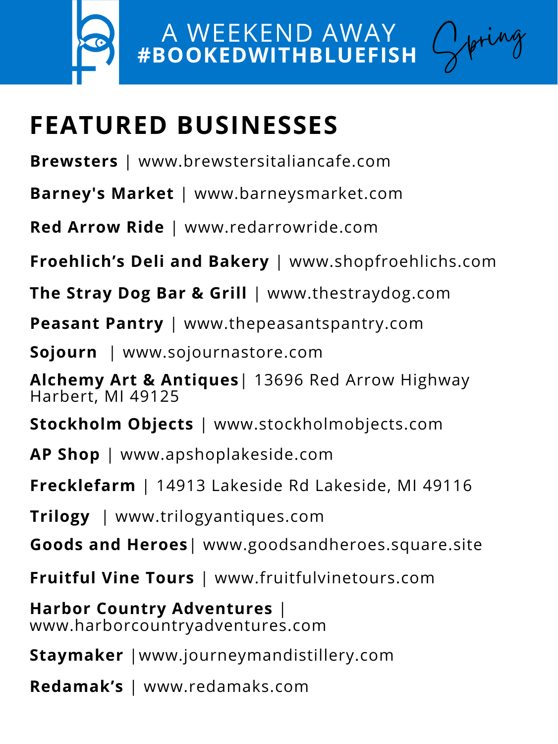A WEEKEND AWAY
#BOOKEDWITHBLUEFISH

Spring

# FEATURED BUSINESSES

**Brewsters** | www.brewstersitaliancafe.com

**Barney's Market** | www.barneysmarket.com

**Red Arrow Ride** | www.redarrowride.com

**Froehlich's Deli and Bakery** | www.shopfroehlichs.com

**The Stray Dog Bar & Grill** | www.thestraydog.com

**Peasant Pantry** | www.thepeasantspantry.com

**Sojourn** | www.sojournastore.com

**Alchemy Art & Antiques**| 13696 Red Arrow Highway Harbert, MI 49125

**Stockholm Objects** | www.stockholmobjects.com

**AP Shop** | www.apshoplakeside.com

**Frecklefarm** | 14913 Lakeside Rd Lakeside, MI 49116

**Trilogy** | www.trilogyantiques.com

**Goods and Heroes**| www.goodsandheroes.square.site

**Fruitful Vine Tours** | www.fruitfulvinetours.com

**Harbor Country Adventures** | www.harborcountryadventures.com

**Staymaker** |www.journeymandistillery.com

**Redamak's** | www.redamaks.com